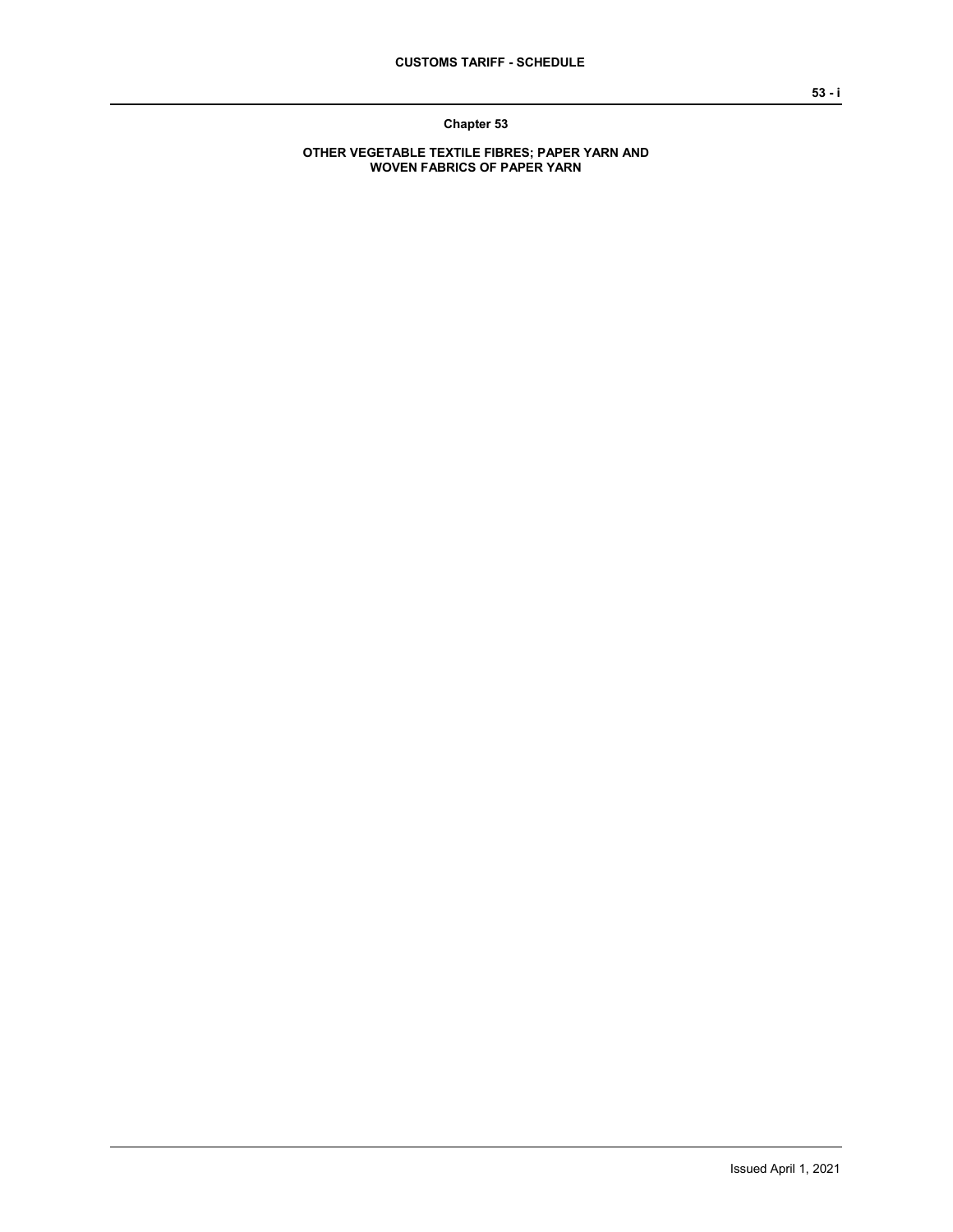# Chapter 53

## OTHER VEGETABLE TEXTILE FIBRES; PAPER YARN AND WOVEN FABRICS OF PAPER YARN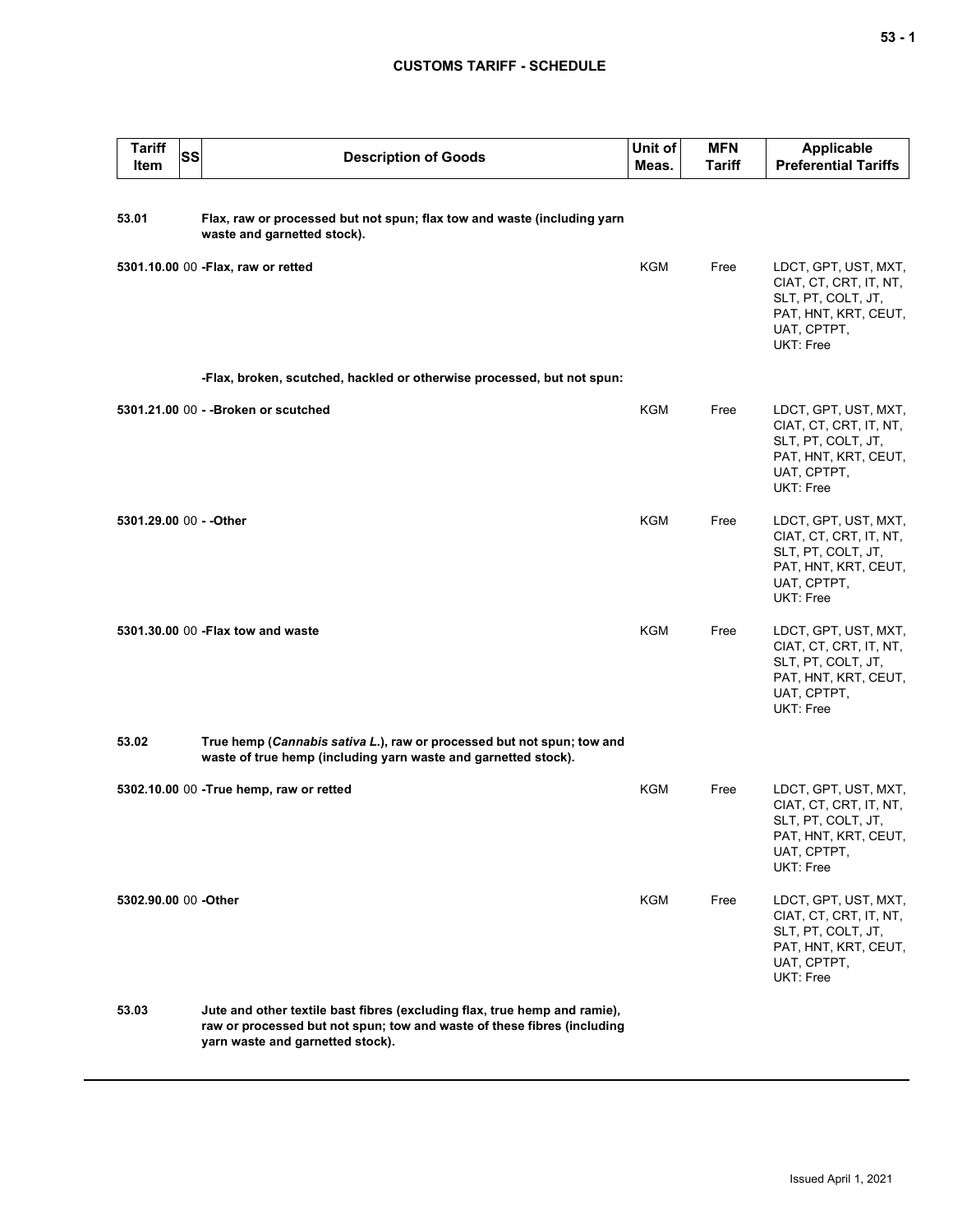| Tariff Item | SS | Description of Goods | Unit of Meas. | MFN Tariff | Applicable Preferential Tariffs |
|---|---|---|---|---|---|
| 53.01 | | **Flax, raw or processed but not spun; flax tow and waste (including yarn waste and garnetted stock).** | | | |
| 5301.10.00 | 00 | **-Flax, raw or retted** | KGM | Free | LDCT, GPT, UST, MXT, CIAT, CT, CRT, IT, NT, SLT, PT, COLT, JT, PAT, HNT, KRT, CEUT, UAT, CPTPT, UKT: Free |
| | | **-Flax, broken, scutched, hackled or otherwise processed, but not spun:** | | | |
| 5301.21.00 | 00 | **- -Broken or scutched** | KGM | Free | LDCT, GPT, UST, MXT, CIAT, CT, CRT, IT, NT, SLT, PT, COLT, JT, PAT, HNT, KRT, CEUT, UAT, CPTPT, UKT: Free |
| 5301.29.00 | 00 | **- -Other** | KGM | Free | LDCT, GPT, UST, MXT, CIAT, CT, CRT, IT, NT, SLT, PT, COLT, JT, PAT, HNT, KRT, CEUT, UAT, CPTPT, UKT: Free |
| 5301.30.00 | 00 | **-Flax tow and waste** | KGM | Free | LDCT, GPT, UST, MXT, CIAT, CT, CRT, IT, NT, SLT, PT, COLT, JT, PAT, HNT, KRT, CEUT, UAT, CPTPT, UKT: Free |
| 53.02 | | **True hemp (*Cannabis sativa L.*), raw or processed but not spun; tow and waste of true hemp (including yarn waste and garnetted stock).** | | | |
| 5302.10.00 | 00 | **-True hemp, raw or retted** | KGM | Free | LDCT, GPT, UST, MXT, CIAT, CT, CRT, IT, NT, SLT, PT, COLT, JT, PAT, HNT, KRT, CEUT, UAT, CPTPT, UKT: Free |
| 5302.90.00 | 00 | **-Other** | KGM | Free | LDCT, GPT, UST, MXT, CIAT, CT, CRT, IT, NT, SLT, PT, COLT, JT, PAT, HNT, KRT, CEUT, UAT, CPTPT, UKT: Free |
| 53.03 | | **Jute and other textile bast fibres (excluding flax, true hemp and ramie), raw or processed but not spun; tow and waste of these fibres (including yarn waste and garnetted stock).** | | | |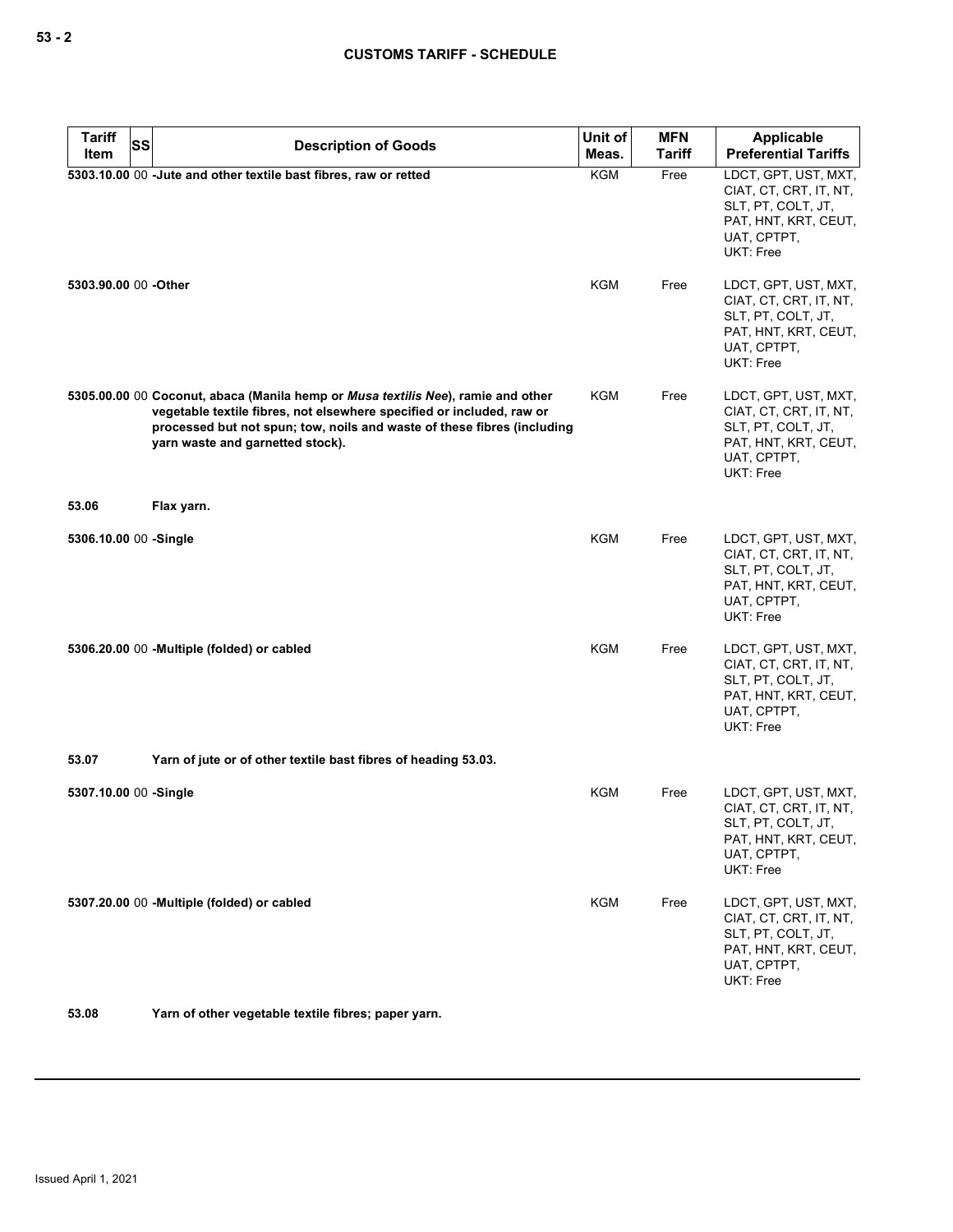| Tariff Item | SS | Description of Goods | Unit of Meas. | MFN Tariff | Applicable Preferential Tariffs |
|---|---|---|---|---|---|
| **5303.10.00** | 00 | **-Jute and other textile bast fibres, raw or retted** | KGM | Free | LDCT, GPT, UST, MXT, CIAT, CT, CRT, IT, NT, SLT, PT, COLT, JT, PAT, HNT, KRT, CEUT, UAT, CPTPT, UKT: Free |
| **5303.90.00** | 00 | **-Other** | KGM | Free | LDCT, GPT, UST, MXT, CIAT, CT, CRT, IT, NT, SLT, PT, COLT, JT, PAT, HNT, KRT, CEUT, UAT, CPTPT, UKT: Free |
| **5305.00.00** | 00 | **Coconut, abaca (Manila hemp or *Musa textilis Nee*), ramie and other vegetable textile fibres, not elsewhere specified or included, raw or processed but not spun; tow, noils and waste of these fibres (including yarn waste and garnetted stock).** | KGM | Free | LDCT, GPT, UST, MXT, CIAT, CT, CRT, IT, NT, SLT, PT, COLT, JT, PAT, HNT, KRT, CEUT, UAT, CPTPT, UKT: Free |
| **53.06** | | **Flax yarn.** | | | |
| **5306.10.00** | 00 | **-Single** | KGM | Free | LDCT, GPT, UST, MXT, CIAT, CT, CRT, IT, NT, SLT, PT, COLT, JT, PAT, HNT, KRT, CEUT, UAT, CPTPT, UKT: Free |
| **5306.20.00** | 00 | **-Multiple (folded) or cabled** | KGM | Free | LDCT, GPT, UST, MXT, CIAT, CT, CRT, IT, NT, SLT, PT, COLT, JT, PAT, HNT, KRT, CEUT, UAT, CPTPT, UKT: Free |
| **53.07** | | **Yarn of jute or of other textile bast fibres of heading 53.03.** | | | |
| **5307.10.00** | 00 | **-Single** | KGM | Free | LDCT, GPT, UST, MXT, CIAT, CT, CRT, IT, NT, SLT, PT, COLT, JT, PAT, HNT, KRT, CEUT, UAT, CPTPT, UKT: Free |
| **5307.20.00** | 00 | **-Multiple (folded) or cabled** | KGM | Free | LDCT, GPT, UST, MXT, CIAT, CT, CRT, IT, NT, SLT, PT, COLT, JT, PAT, HNT, KRT, CEUT, UAT, CPTPT, UKT: Free |
| **53.08** | | **Yarn of other vegetable textile fibres; paper yarn.** | | | |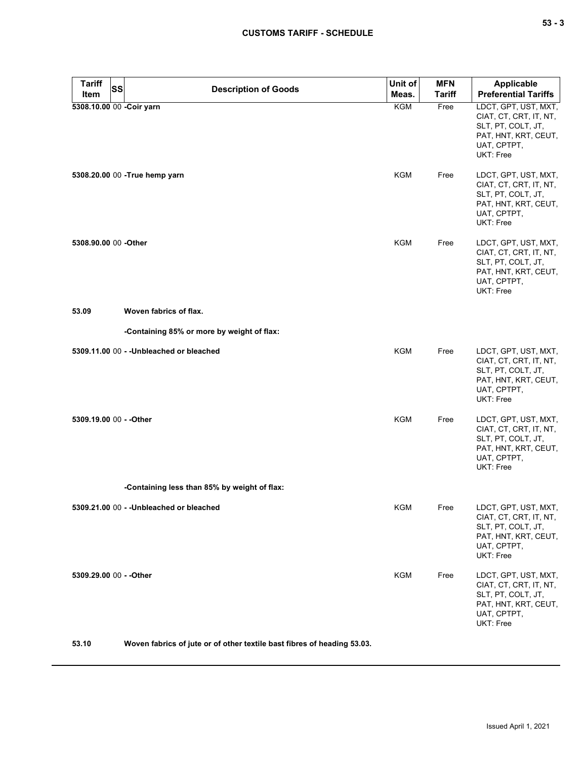| Tariff Item | SS | Description of Goods | Unit of Meas. | MFN Tariff | Applicable Preferential Tariffs |
|---|---|---|---|---|---|
| 5308.10.00 | 00 | -Coir yarn | KGM | Free | LDCT, GPT, UST, MXT, CIAT, CT, CRT, IT, NT, SLT, PT, COLT, JT, PAT, HNT, KRT, CEUT, UAT, CPTPT, UKT: Free |
| 5308.20.00 | 00 | -True hemp yarn | KGM | Free | LDCT, GPT, UST, MXT, CIAT, CT, CRT, IT, NT, SLT, PT, COLT, JT, PAT, HNT, KRT, CEUT, UAT, CPTPT, UKT: Free |
| 5308.90.00 | 00 | -Other | KGM | Free | LDCT, GPT, UST, MXT, CIAT, CT, CRT, IT, NT, SLT, PT, COLT, JT, PAT, HNT, KRT, CEUT, UAT, CPTPT, UKT: Free |
| 53.09 | | Woven fabrics of flax. | | | |
| | | -Containing 85% or more by weight of flax: | | | |
| 5309.11.00 | 00 | - -Unbleached or bleached | KGM | Free | LDCT, GPT, UST, MXT, CIAT, CT, CRT, IT, NT, SLT, PT, COLT, JT, PAT, HNT, KRT, CEUT, UAT, CPTPT, UKT: Free |
| 5309.19.00 | 00 | - -Other | KGM | Free | LDCT, GPT, UST, MXT, CIAT, CT, CRT, IT, NT, SLT, PT, COLT, JT, PAT, HNT, KRT, CEUT, UAT, CPTPT, UKT: Free |
| | | -Containing less than 85% by weight of flax: | | | |
| 5309.21.00 | 00 | - -Unbleached or bleached | KGM | Free | LDCT, GPT, UST, MXT, CIAT, CT, CRT, IT, NT, SLT, PT, COLT, JT, PAT, HNT, KRT, CEUT, UAT, CPTPT, UKT: Free |
| 5309.29.00 | 00 | - -Other | KGM | Free | LDCT, GPT, UST, MXT, CIAT, CT, CRT, IT, NT, SLT, PT, COLT, JT, PAT, HNT, KRT, CEUT, UAT, CPTPT, UKT: Free |
| 53.10 | | Woven fabrics of jute or of other textile bast fibres of heading 53.03. | | | |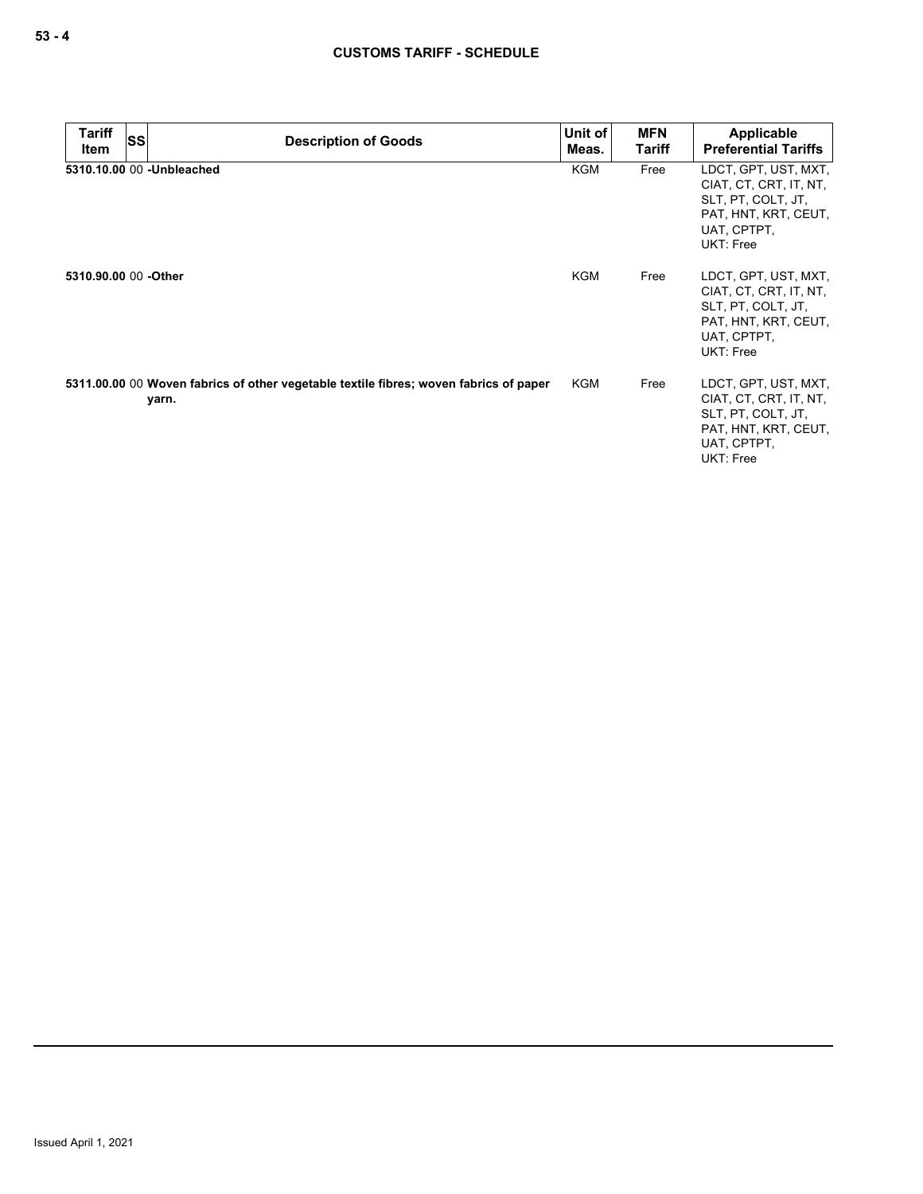| Tariff Item | SS | Description of Goods | Unit of Meas. | MFN Tariff | Applicable Preferential Tariffs |
|---|---|---|---|---|---|
| **5310.10.00** | 00 | **-Unbleached** | KGM | Free | LDCT, GPT, UST, MXT, CIAT, CT, CRT, IT, NT, SLT, PT, COLT, JT, PAT, HNT, KRT, CEUT, UAT, CPTPT, UKT: Free |
| **5310.90.00** | 00 | **-Other** | KGM | Free | LDCT, GPT, UST, MXT, CIAT, CT, CRT, IT, NT, SLT, PT, COLT, JT, PAT, HNT, KRT, CEUT, UAT, CPTPT, UKT: Free |
| **5311.00.00** | 00 | **Woven fabrics of other vegetable textile fibres; woven fabrics of paper yarn.** | KGM | Free | LDCT, GPT, UST, MXT, CIAT, CT, CRT, IT, NT, SLT, PT, COLT, JT, PAT, HNT, KRT, CEUT, UAT, CPTPT, UKT: Free |

Issued April 1, 2021